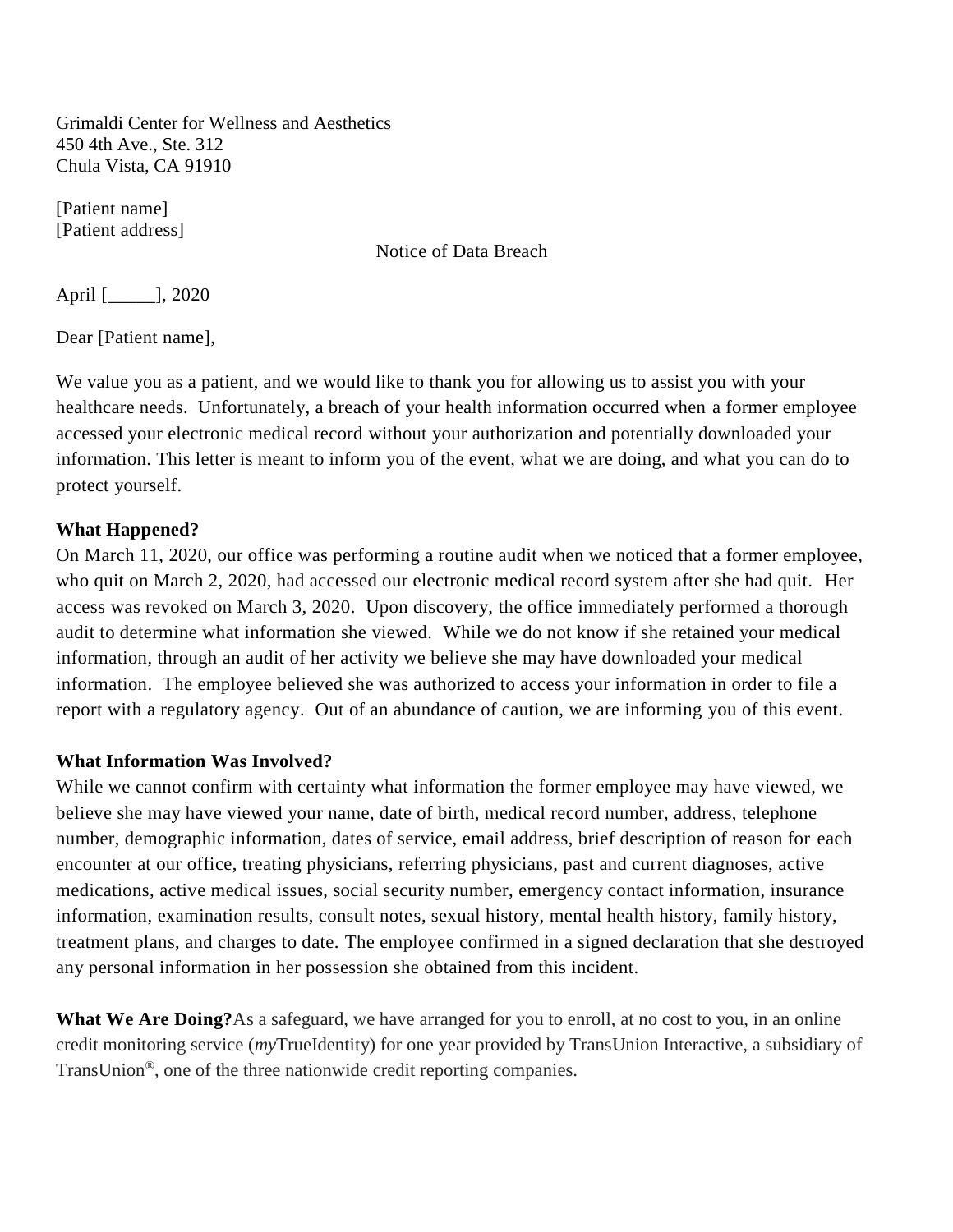Grimaldi Center for Wellness and Aesthetics
450 4th Ave., Ste. 312
Chula Vista, CA 91910

[Patient name]
[Patient address]

Notice of Data Breach

April [_____], 2020

Dear [Patient name],

We value you as a patient, and we would like to thank you for allowing us to assist you with your healthcare needs. Unfortunately, a breach of your health information occurred when a former employee accessed your electronic medical record without your authorization and potentially downloaded your information. This letter is meant to inform you of the event, what we are doing, and what you can do to protect yourself.

**What Happened?**
On March 11, 2020, our office was performing a routine audit when we noticed that a former employee, who quit on March 2, 2020, had accessed our electronic medical record system after she had quit. Her access was revoked on March 3, 2020. Upon discovery, the office immediately performed a thorough audit to determine what information she viewed. While we do not know if she retained your medical information, through an audit of her activity we believe she may have downloaded your medical information. The employee believed she was authorized to access your information in order to file a report with a regulatory agency. Out of an abundance of caution, we are informing you of this event.

**What Information Was Involved?**
While we cannot confirm with certainty what information the former employee may have viewed, we believe she may have viewed your name, date of birth, medical record number, address, telephone number, demographic information, dates of service, email address, brief description of reason for each encounter at our office, treating physicians, referring physicians, past and current diagnoses, active medications, active medical issues, social security number, emergency contact information, insurance information, examination results, consult notes, sexual history, mental health history, family history, treatment plans, and charges to date. The employee confirmed in a signed declaration that she destroyed any personal information in her possession she obtained from this incident.

**What We Are Doing?** As a safeguard, we have arranged for you to enroll, at no cost to you, in an online credit monitoring service (*my*TrueIdentity) for one year provided by TransUnion Interactive, a subsidiary of TransUnion®, one of the three nationwide credit reporting companies.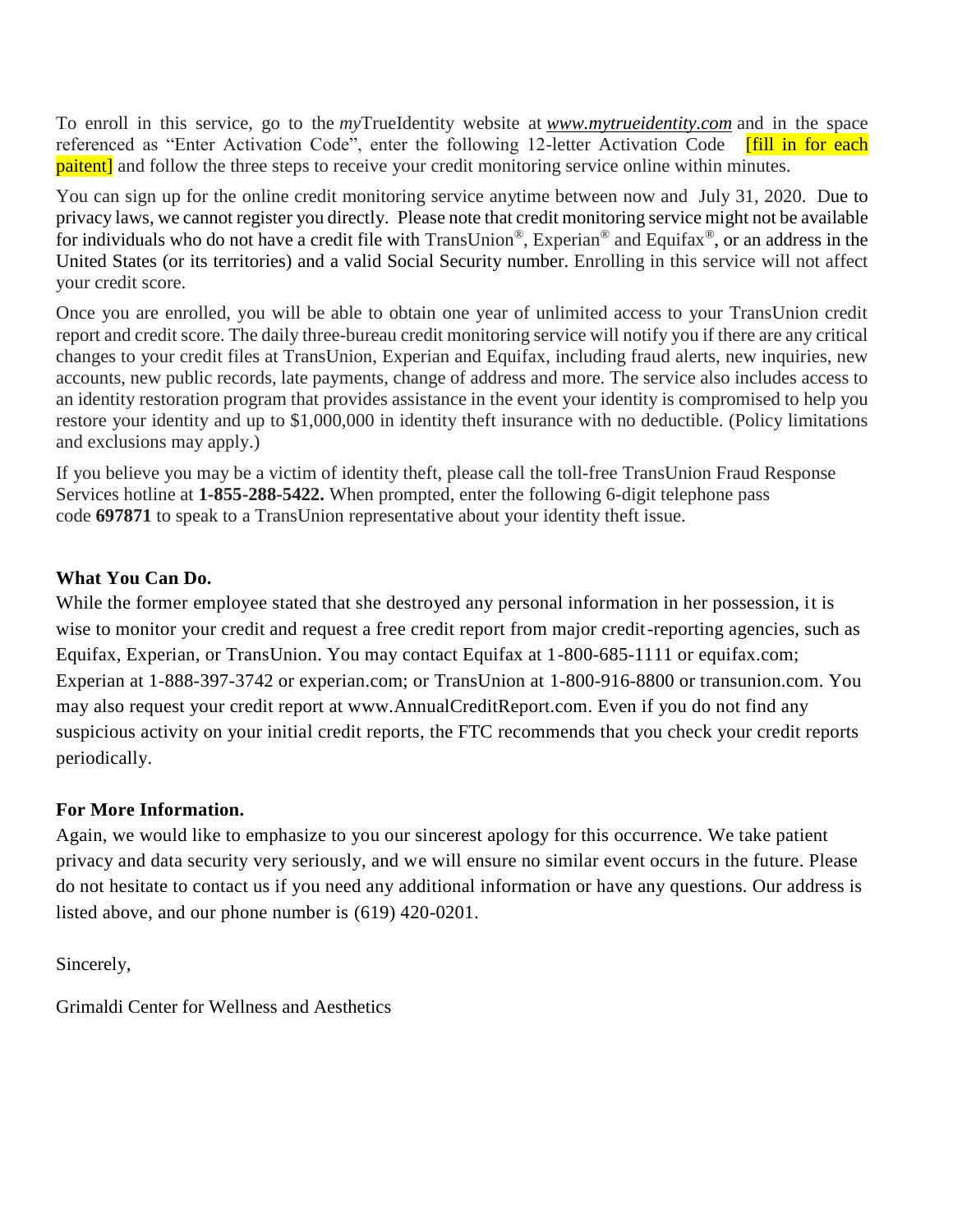To enroll in this service, go to the *my*TrueIdentity website at ***www.mytrueidentity.com*** and in the space referenced as "Enter Activation Code", enter the following 12-letter Activation Code [fill in for each paitent] and follow the three steps to receive your credit monitoring service online within minutes.

You can sign up for the online credit monitoring service anytime between now and July 31, 2020. Due to privacy laws, we cannot register you directly. Please note that credit monitoring service might not be available for individuals who do not have a credit file with TransUnion®, Experian® and Equifax®, or an address in the United States (or its territories) and a valid Social Security number. Enrolling in this service will not affect your credit score.

Once you are enrolled, you will be able to obtain one year of unlimited access to your TransUnion credit report and credit score. The daily three-bureau credit monitoring service will notify you if there are any critical changes to your credit files at TransUnion, Experian and Equifax, including fraud alerts, new inquiries, new accounts, new public records, late payments, change of address and more. The service also includes access to an identity restoration program that provides assistance in the event your identity is compromised to help you restore your identity and up to $1,000,000 in identity theft insurance with no deductible. (Policy limitations and exclusions may apply.)

If you believe you may be a victim of identity theft, please call the toll-free TransUnion Fraud Response Services hotline at **1-855-288-5422.** When prompted, enter the following 6-digit telephone pass code **697871** to speak to a TransUnion representative about your identity theft issue.

**What You Can Do.**

While the former employee stated that she destroyed any personal information in her possession, it is wise to monitor your credit and request a free credit report from major credit-reporting agencies, such as Equifax, Experian, or TransUnion. You may contact Equifax at 1-800-685-1111 or equifax.com; Experian at 1-888-397-3742 or experian.com; or TransUnion at 1-800-916-8800 or transunion.com. You may also request your credit report at www.AnnualCreditReport.com. Even if you do not find any suspicious activity on your initial credit reports, the FTC recommends that you check your credit reports periodically.

**For More Information.**

Again, we would like to emphasize to you our sincerest apology for this occurrence. We take patient privacy and data security very seriously, and we will ensure no similar event occurs in the future. Please do not hesitate to contact us if you need any additional information or have any questions. Our address is listed above, and our phone number is (619) 420-0201.

Sincerely,

Grimaldi Center for Wellness and Aesthetics